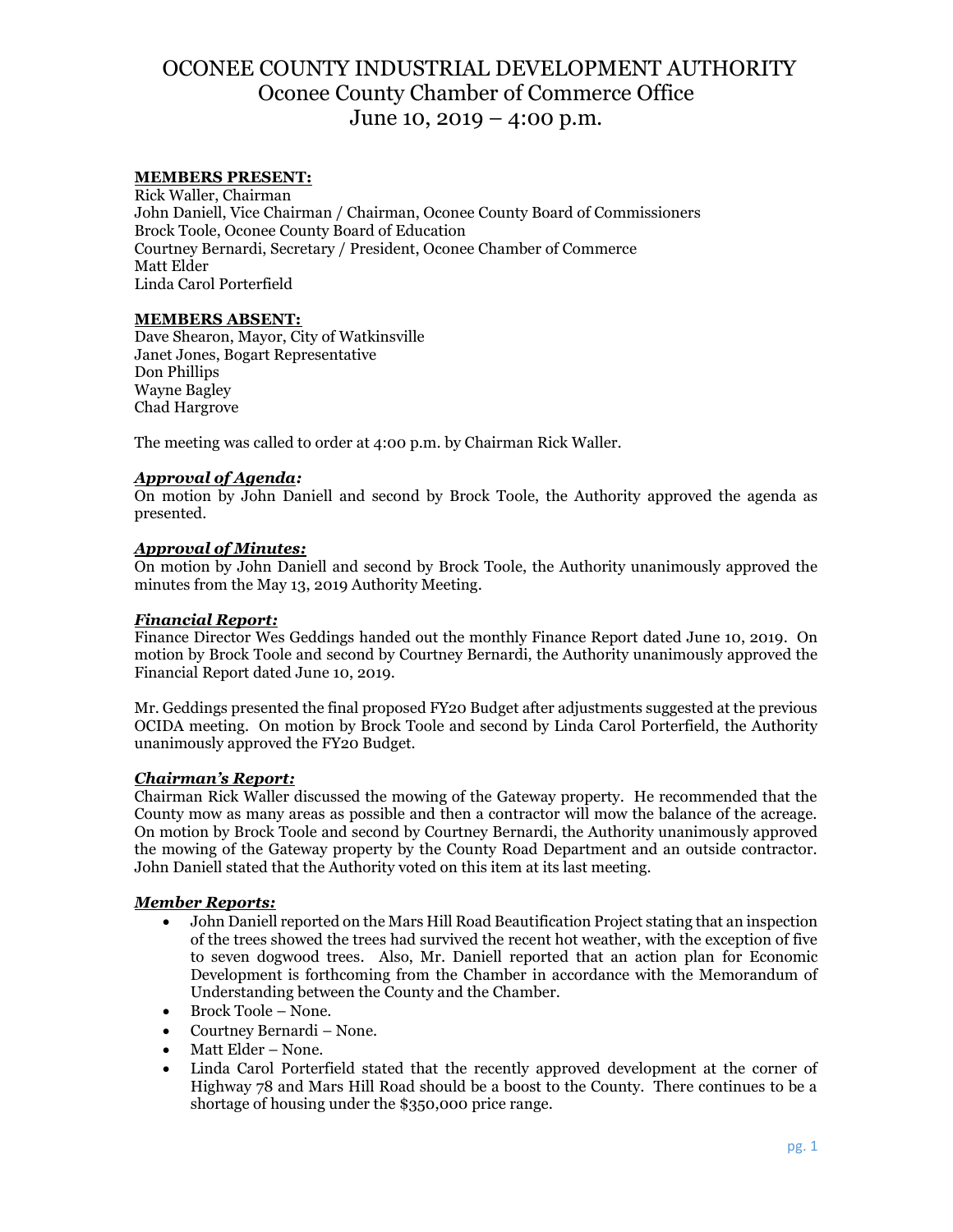# OCONEE COUNTY INDUSTRIAL DEVELOPMENT AUTHORITY
## Oconee County Chamber of Commerce Office
## June 10, 2019 – 4:00 p.m.

**MEMBERS PRESENT:**

Rick Waller, Chairman
John Daniell, Vice Chairman / Chairman, Oconee County Board of Commissioners
Brock Toole, Oconee County Board of Education
Courtney Bernardi, Secretary / President, Oconee Chamber of Commerce
Matt Elder
Linda Carol Porterfield

**MEMBERS ABSENT:**

Dave Shearon, Mayor, City of Watkinsville
Janet Jones, Bogart Representative
Don Phillips
Wayne Bagley
Chad Hargrove

The meeting was called to order at 4:00 p.m. by Chairman Rick Waller.

***Approval of Agenda:***

On motion by John Daniell and second by Brock Toole, the Authority approved the agenda as presented.

***Approval of Minutes:***

On motion by John Daniell and second by Brock Toole, the Authority unanimously approved the minutes from the May 13, 2019 Authority Meeting.

***Financial Report:***

Finance Director Wes Geddings handed out the monthly Finance Report dated June 10, 2019. On motion by Brock Toole and second by Courtney Bernardi, the Authority unanimously approved the Financial Report dated June 10, 2019.

Mr. Geddings presented the final proposed FY20 Budget after adjustments suggested at the previous OCIDA meeting. On motion by Brock Toole and second by Linda Carol Porterfield, the Authority unanimously approved the FY20 Budget.

***Chairman's Report:***

Chairman Rick Waller discussed the mowing of the Gateway property. He recommended that the County mow as many areas as possible and then a contractor will mow the balance of the acreage. On motion by Brock Toole and second by Courtney Bernardi, the Authority unanimously approved the mowing of the Gateway property by the County Road Department and an outside contractor. John Daniell stated that the Authority voted on this item at its last meeting.

***Member Reports:***

- John Daniell reported on the Mars Hill Road Beautification Project stating that an inspection of the trees showed the trees had survived the recent hot weather, with the exception of five to seven dogwood trees. Also, Mr. Daniell reported that an action plan for Economic Development is forthcoming from the Chamber in accordance with the Memorandum of Understanding between the County and the Chamber.
- Brock Toole – None.
- Courtney Bernardi – None.
- Matt Elder – None.
- Linda Carol Porterfield stated that the recently approved development at the corner of Highway 78 and Mars Hill Road should be a boost to the County. There continues to be a shortage of housing under the $350,000 price range.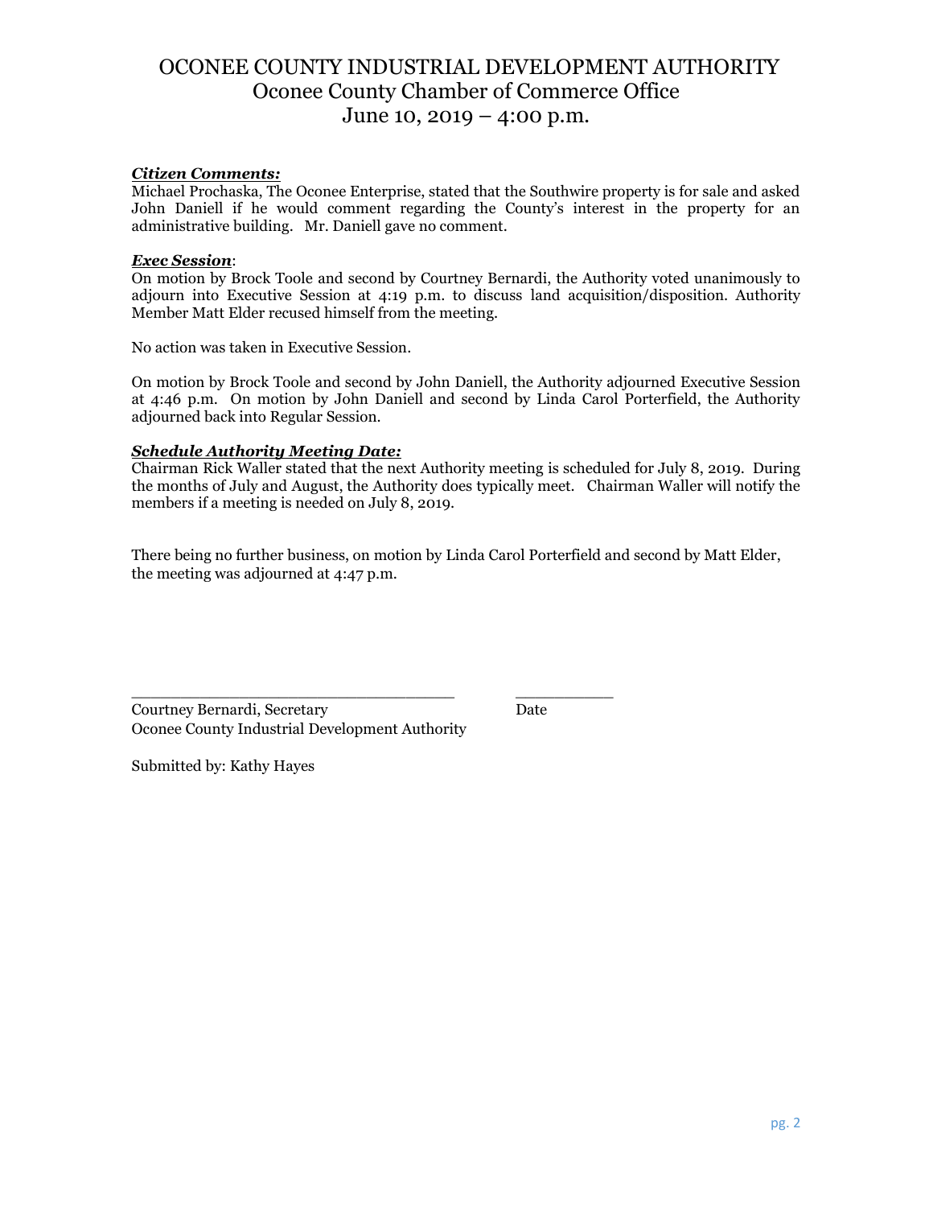# OCONEE COUNTY INDUSTRIAL DEVELOPMENT AUTHORITY
## Oconee County Chamber of Commerce Office
## June 10, 2019 – 4:00 p.m.

***Citizen Comments:***
Michael Prochaska, The Oconee Enterprise, stated that the Southwire property is for sale and asked John Daniell if he would comment regarding the County's interest in the property for an administrative building. Mr. Daniell gave no comment.

***Exec Session***:
On motion by Brock Toole and second by Courtney Bernardi, the Authority voted unanimously to adjourn into Executive Session at 4:19 p.m. to discuss land acquisition/disposition. Authority Member Matt Elder recused himself from the meeting.

No action was taken in Executive Session.

On motion by Brock Toole and second by John Daniell, the Authority adjourned Executive Session at 4:46 p.m. On motion by John Daniell and second by Linda Carol Porterfield, the Authority adjourned back into Regular Session.

***Schedule Authority Meeting Date:***
Chairman Rick Waller stated that the next Authority meeting is scheduled for July 8, 2019. During the months of July and August, the Authority does typically meet. Chairman Waller will notify the members if a meeting is needed on July 8, 2019.

There being no further business, on motion by Linda Carol Porterfield and second by Matt Elder, the meeting was adjourned at 4:47 p.m.

\_\_\_\_\_\_\_\_\_\_\_\_\_\_\_\_\_\_\_\_\_\_\_\_\_\_\_\_\_\_\_\_\_\_\_ \_\_\_\_\_\_\_\_\_\_\_
Courtney Bernardi, Secretary Date
Oconee County Industrial Development Authority

Submitted by: Kathy Hayes